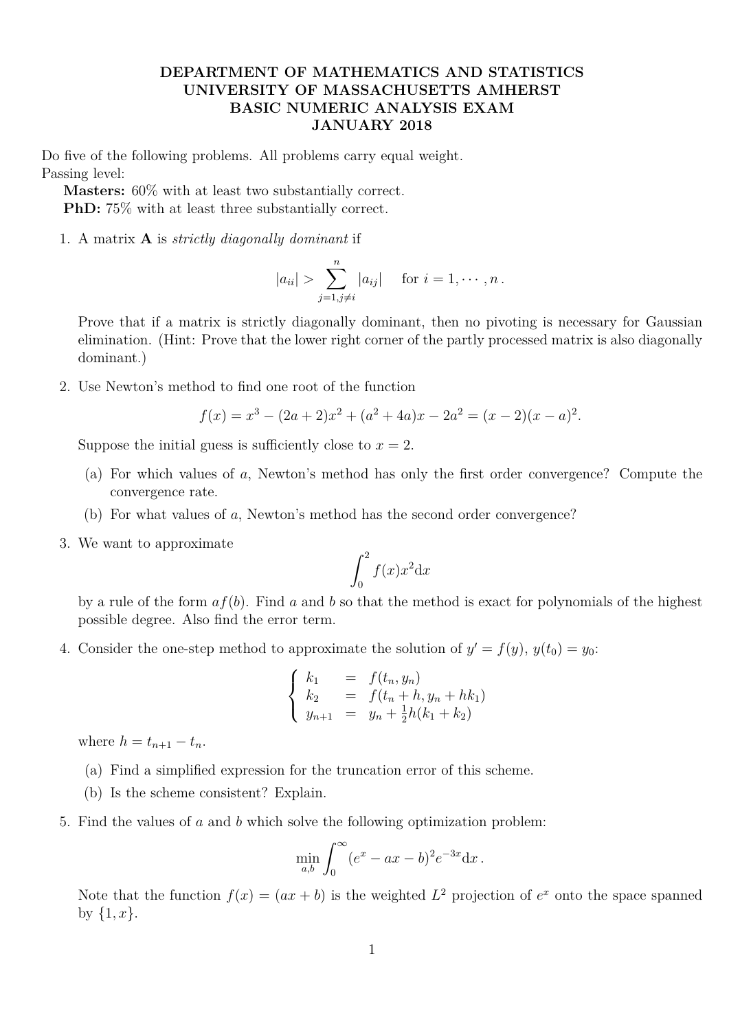# DEPARTMENT OF MATHEMATICS AND STATISTICS
# UNIVERSITY OF MASSACHUSETTS AMHERST
# BASIC NUMERIC ANALYSIS EXAM
# JANUARY 2018

Do five of the following problems. All problems carry equal weight.
Passing level:

**Masters:** 60% with at least two substantially correct.
**PhD:** 75% with at least three substantially correct.

1. A matrix $\mathbf{A}$ is *strictly diagonally dominant* if

$$|a_{ii}| > \sum_{j=1, j\neq i}^{n} |a_{ij}| \quad \text{for } i = 1, \cdots, n\,.$$

Prove that if a matrix is strictly diagonally dominant, then no pivoting is necessary for Gaussian elimination. (Hint: Prove that the lower right corner of the partly processed matrix is also diagonally dominant.)

2. Use Newton's method to find one root of the function

$$f(x) = x^3 - (2a+2)x^2 + (a^2+4a)x - 2a^2 = (x-2)(x-a)^2.$$

Suppose the initial guess is sufficiently close to $x = 2$.

   (a) For which values of $a$, Newton's method has only the first order convergence? Compute the convergence rate.

   (b) For what values of $a$, Newton's method has the second order convergence?

3. We want to approximate

$$\int_0^2 f(x)x^2 \mathrm{d}x$$

by a rule of the form $af(b)$. Find $a$ and $b$ so that the method is exact for polynomials of the highest possible degree. Also find the error term.

4. Consider the one-step method to approximate the solution of $y' = f(y)$, $y(t_0) = y_0$:

$$\begin{cases} k_1 &= f(t_n, y_n) \\ k_2 &= f(t_n + h, y_n + hk_1) \\ y_{n+1} &= y_n + \frac{1}{2}h(k_1 + k_2) \end{cases}$$

where $h = t_{n+1} - t_n$.

   (a) Find a simplified expression for the truncation error of this scheme.

   (b) Is the scheme consistent? Explain.

5. Find the values of $a$ and $b$ which solve the following optimization problem:

$$\min_{a,b} \int_0^\infty (e^x - ax - b)^2 e^{-3x} \mathrm{d}x\,.$$

Note that the function $f(x) = (ax + b)$ is the weighted $L^2$ projection of $e^x$ onto the space spanned by $\{1, x\}$.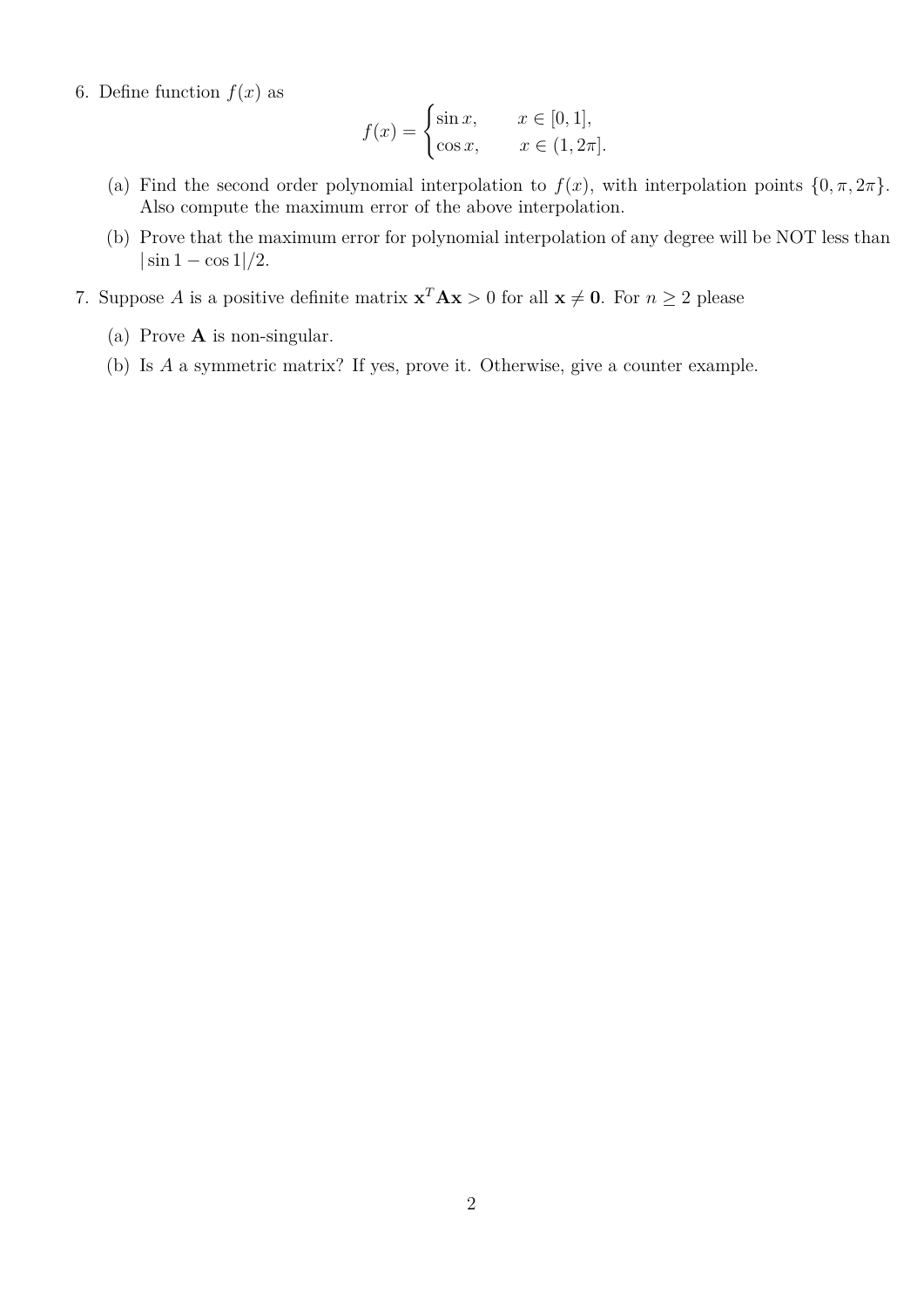6. Define function $f(x)$ as

$$f(x) = \begin{cases} \sin x, & x \in [0, 1], \\ \cos x, & x \in (1, 2\pi]. \end{cases}$$

   (a) Find the second order polynomial interpolation to $f(x)$, with interpolation points $\{0, \pi, 2\pi\}$. Also compute the maximum error of the above interpolation.

   (b) Prove that the maximum error for polynomial interpolation of any degree will be NOT less than $|\sin 1 - \cos 1|/2$.

7. Suppose $A$ is a positive definite matrix $\mathbf{x}^T \mathbf{A} \mathbf{x} > 0$ for all $\mathbf{x} \neq \mathbf{0}$. For $n \geq 2$ please

   (a) Prove $\mathbf{A}$ is non-singular.

   (b) Is $A$ a symmetric matrix? If yes, prove it. Otherwise, give a counter example.